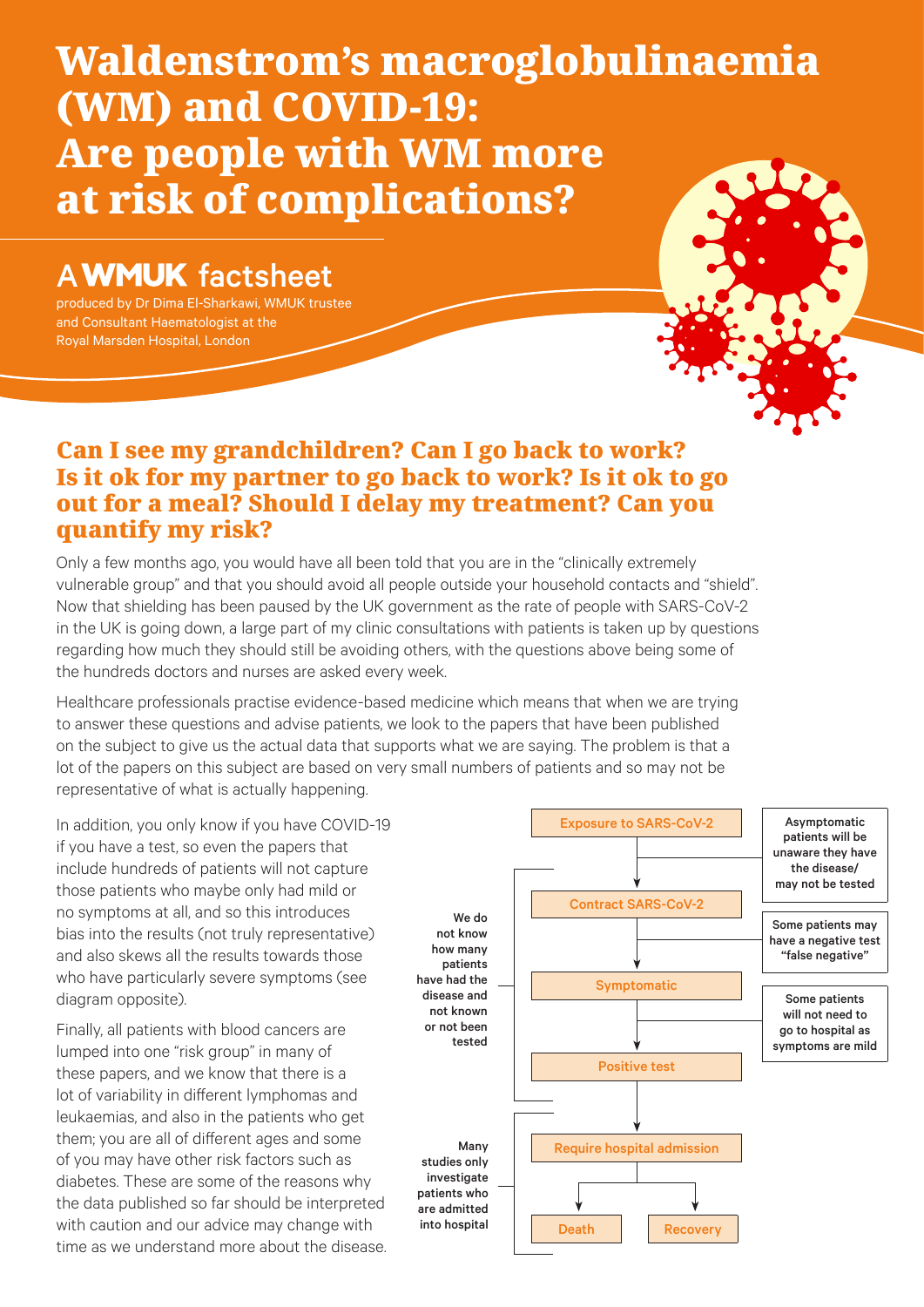# Waldenstrom's macroglobulinaemia (WM) and COVID-19: Are people with WM more at risk of complications?

## A WMUK factsheet

produced by Dr Dima El-Sharkawi, WMUK trustee and Consultant Haematologist at the Royal Marsden Hospital, London

### Can I see my grandchildren? Can I go back to work? Is it ok for my partner to go back to work? Is it ok to go out for a meal? Should I delay my treatment? Can you quantify my risk?

Only a few months ago, you would have all been told that you are in the "clinically extremely vulnerable group" and that you should avoid all people outside your household contacts and "shield". Now that shielding has been paused by the UK government as the rate of people with SARS-CoV-2 in the UK is going down, a large part of my clinic consultations with patients is taken up by questions regarding how much they should still be avoiding others, with the questions above being some of the hundreds doctors and nurses are asked every week.

Healthcare professionals practise evidence-based medicine which means that when we are trying to answer these questions and advise patients, we look to the papers that have been published on the subject to give us the actual data that supports what we are saying. The problem is that a lot of the papers on this subject are based on very small numbers of patients and so may not be representative of what is actually happening.

In addition, you only know if you have COVID-19 if you have a test, so even the papers that include hundreds of patients will not capture those patients who maybe only had mild or no symptoms at all, and so this introduces bias into the results (not truly representative) and also skews all the results towards those who have particularly severe symptoms (see diagram opposite).

Finally, all patients with blood cancers are lumped into one "risk group" in many of these papers, and we know that there is a lot of variability in different lymphomas and leukaemias, and also in the patients who get them; you are all of different ages and some of you may have other risk factors such as diabetes. These are some of the reasons why the data published so far should be interpreted with caution and our advice may change with time as we understand more about the disease.

Exposure to SARS-CoV-2 → Contract SARS-CoV-2 → Symptomatic → Positive test → Require hospital admission → Death / Recovery

- Asymptomatic patients will be unaware they have the disease/ may not be tested
- Some patients may have a negative test "false negative"
- Some patients will not need to go to hospital as symptoms are mild
- We do not know how many patients have had the disease and not known or not been tested
- Many studies only investigate patients who are admitted into hospital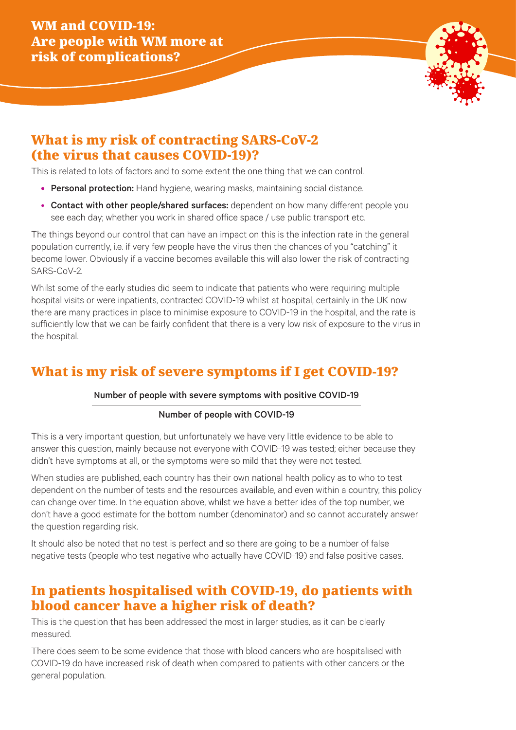# WM and COVID-19: Are people with WM more at risk of complications?

## What is my risk of contracting SARS-CoV-2 (the virus that causes COVID-19)?

This is related to lots of factors and to some extent the one thing that we can control.

- **Personal protection:** Hand hygiene, wearing masks, maintaining social distance.
- **Contact with other people/shared surfaces:** dependent on how many different people you see each day; whether you work in shared office space / use public transport etc.

The things beyond our control that can have an impact on this is the infection rate in the general population currently, i.e. if very few people have the virus then the chances of you "catching" it become lower. Obviously if a vaccine becomes available this will also lower the risk of contracting SARS-CoV-2.

Whilst some of the early studies did seem to indicate that patients who were requiring multiple hospital visits or were inpatients, contracted COVID-19 whilst at hospital, certainly in the UK now there are many practices in place to minimise exposure to COVID-19 in the hospital, and the rate is sufficiently low that we can be fairly confident that there is a very low risk of exposure to the virus in the hospital.

## What is my risk of severe symptoms if I get COVID-19?

$$\frac{\text{Number of people with severe symptoms with positive COVID-19}}{\text{Number of people with COVID-19}}$$

This is a very important question, but unfortunately we have very little evidence to be able to answer this question, mainly because not everyone with COVID-19 was tested; either because they didn't have symptoms at all, or the symptoms were so mild that they were not tested.

When studies are published, each country has their own national health policy as to who to test dependent on the number of tests and the resources available, and even within a country, this policy can change over time. In the equation above, whilst we have a better idea of the top number, we don't have a good estimate for the bottom number (denominator) and so cannot accurately answer the question regarding risk.

It should also be noted that no test is perfect and so there are going to be a number of false negative tests (people who test negative who actually have COVID-19) and false positive cases.

## In patients hospitalised with COVID-19, do patients with blood cancer have a higher risk of death?

This is the question that has been addressed the most in larger studies, as it can be clearly measured.

There does seem to be some evidence that those with blood cancers who are hospitalised with COVID-19 do have increased risk of death when compared to patients with other cancers or the general population.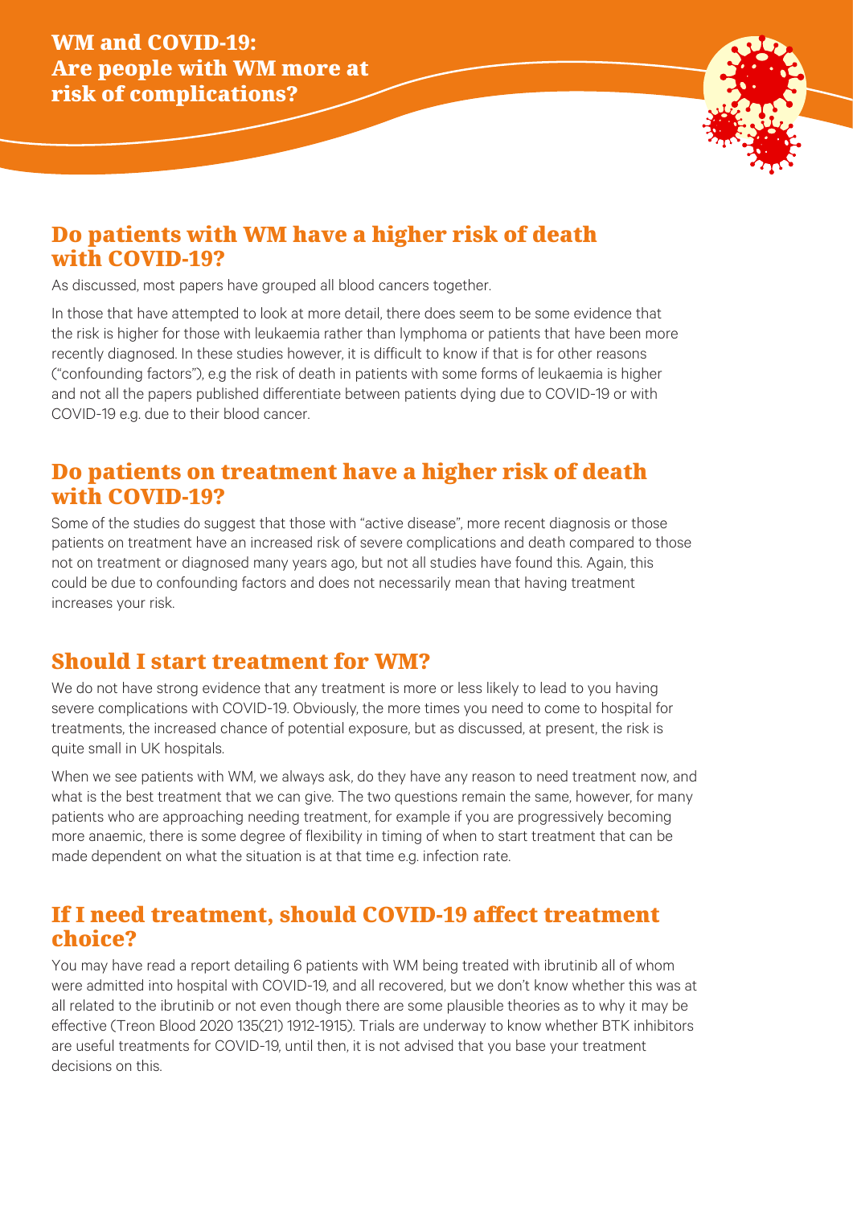# WM and COVID-19: Are people with WM more at risk of complications?

## Do patients with WM have a higher risk of death with COVID-19?

As discussed, most papers have grouped all blood cancers together.

In those that have attempted to look at more detail, there does seem to be some evidence that the risk is higher for those with leukaemia rather than lymphoma or patients that have been more recently diagnosed. In these studies however, it is difficult to know if that is for other reasons ("confounding factors"), e.g the risk of death in patients with some forms of leukaemia is higher and not all the papers published differentiate between patients dying due to COVID-19 or with COVID-19 e.g. due to their blood cancer.

## Do patients on treatment have a higher risk of death with COVID-19?

Some of the studies do suggest that those with "active disease", more recent diagnosis or those patients on treatment have an increased risk of severe complications and death compared to those not on treatment or diagnosed many years ago, but not all studies have found this. Again, this could be due to confounding factors and does not necessarily mean that having treatment increases your risk.

## Should I start treatment for WM?

We do not have strong evidence that any treatment is more or less likely to lead to you having severe complications with COVID-19. Obviously, the more times you need to come to hospital for treatments, the increased chance of potential exposure, but as discussed, at present, the risk is quite small in UK hospitals.

When we see patients with WM, we always ask, do they have any reason to need treatment now, and what is the best treatment that we can give. The two questions remain the same, however, for many patients who are approaching needing treatment, for example if you are progressively becoming more anaemic, there is some degree of flexibility in timing of when to start treatment that can be made dependent on what the situation is at that time e.g. infection rate.

## If I need treatment, should COVID-19 affect treatment choice?

You may have read a report detailing 6 patients with WM being treated with ibrutinib all of whom were admitted into hospital with COVID-19, and all recovered, but we don't know whether this was at all related to the ibrutinib or not even though there are some plausible theories as to why it may be effective (Treon Blood 2020 135(21) 1912-1915). Trials are underway to know whether BTK inhibitors are useful treatments for COVID-19, until then, it is not advised that you base your treatment decisions on this.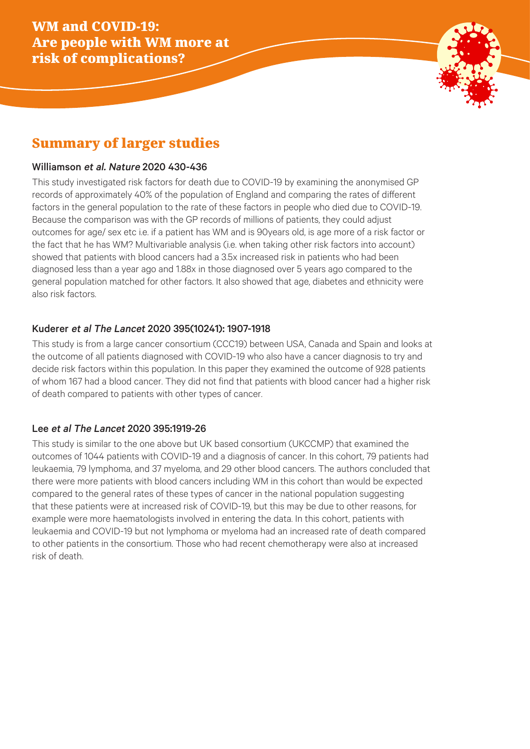# WM and COVID-19: Are people with WM more at risk of complications?

## Summary of larger studies

### Williamson *et al. Nature* 2020 430-436

This study investigated risk factors for death due to COVID-19 by examining the anonymised GP records of approximately 40% of the population of England and comparing the rates of different factors in the general population to the rate of these factors in people who died due to COVID-19. Because the comparison was with the GP records of millions of patients, they could adjust outcomes for age/ sex etc i.e. if a patient has WM and is 90years old, is age more of a risk factor or the fact that he has WM? Multivariable analysis (i.e. when taking other risk factors into account) showed that patients with blood cancers had a 3.5x increased risk in patients who had been diagnosed less than a year ago and 1.88x in those diagnosed over 5 years ago compared to the general population matched for other factors. It also showed that age, diabetes and ethnicity were also risk factors.

### Kuderer *et al The Lancet* 2020 395(10241): 1907-1918

This study is from a large cancer consortium (CCC19) between USA, Canada and Spain and looks at the outcome of all patients diagnosed with COVID-19 who also have a cancer diagnosis to try and decide risk factors within this population. In this paper they examined the outcome of 928 patients of whom 167 had a blood cancer. They did not find that patients with blood cancer had a higher risk of death compared to patients with other types of cancer.

### Lee *et al The Lancet* 2020 395:1919-26

This study is similar to the one above but UK based consortium (UKCCMP) that examined the outcomes of 1044 patients with COVID-19 and a diagnosis of cancer. In this cohort, 79 patients had leukaemia, 79 lymphoma, and 37 myeloma, and 29 other blood cancers. The authors concluded that there were more patients with blood cancers including WM in this cohort than would be expected compared to the general rates of these types of cancer in the national population suggesting that these patients were at increased risk of COVID-19, but this may be due to other reasons, for example were more haematologists involved in entering the data. In this cohort, patients with leukaemia and COVID-19 but not lymphoma or myeloma had an increased rate of death compared to other patients in the consortium. Those who had recent chemotherapy were also at increased risk of death.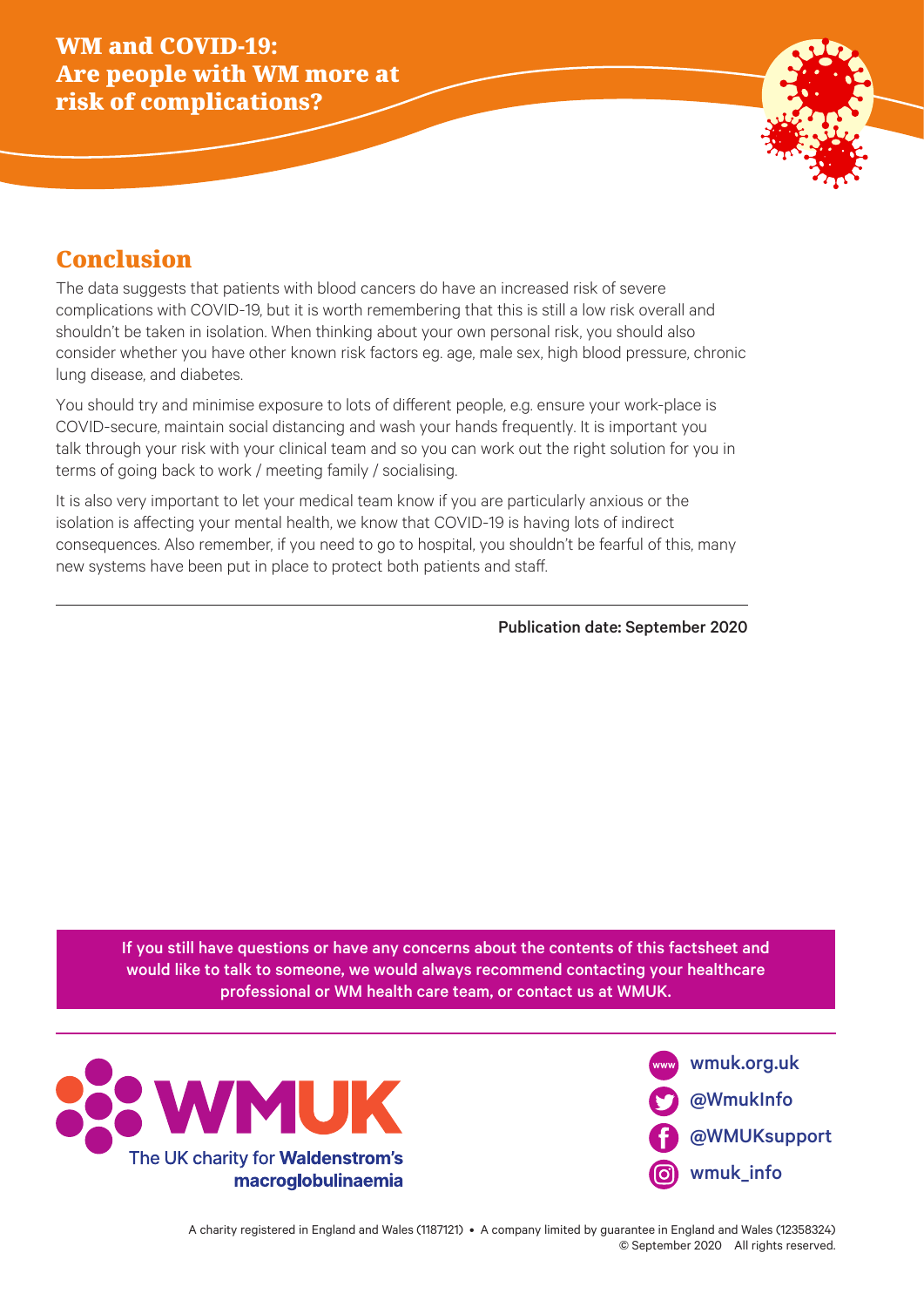# WM and COVID-19: Are people with WM more at risk of complications?

## Conclusion

The data suggests that patients with blood cancers do have an increased risk of severe complications with COVID-19, but it is worth remembering that this is still a low risk overall and shouldn't be taken in isolation. When thinking about your own personal risk, you should also consider whether you have other known risk factors eg. age, male sex, high blood pressure, chronic lung disease, and diabetes.

You should try and minimise exposure to lots of different people, e.g. ensure your work-place is COVID-secure, maintain social distancing and wash your hands frequently. It is important you talk through your risk with your clinical team and so you can work out the right solution for you in terms of going back to work / meeting family / socialising.

It is also very important to let your medical team know if you are particularly anxious or the isolation is affecting your mental health, we know that COVID-19 is having lots of indirect consequences. Also remember, if you need to go to hospital, you shouldn't be fearful of this, many new systems have been put in place to protect both patients and staff.

---

**Publication date: September 2020**

**If you still have questions or have any concerns about the contents of this factsheet and would like to talk to someone, we would always recommend contacting your healthcare professional or WM health care team, or contact us at WMUK.**

WMUK
The UK charity for **Waldenstrom's macroglobulinaemia**

wmuk.org.uk
@WmukInfo
@WMUKsupport
wmuk_info

A charity registered in England and Wales (1187121) • A company limited by guarantee in England and Wales (12358324)
© September 2020 All rights reserved.